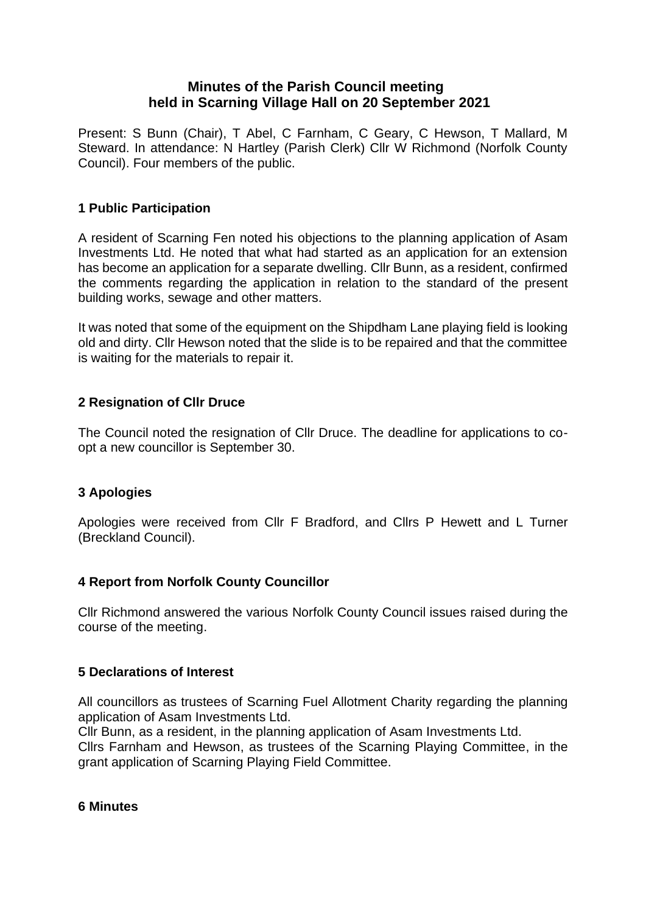# Minutes of the Parish Council meeting held in Scarning Village Hall on 20 September 2021

Present: S Bunn (Chair), T Abel, C Farnham, C Geary, C Hewson, T Mallard, M Steward. In attendance: N Hartley (Parish Clerk) Cllr W Richmond (Norfolk County Council). Four members of the public.

## 1 Public Participation

A resident of Scarning Fen noted his objections to the planning application of Asam Investments Ltd. He noted that what had started as an application for an extension has become an application for a separate dwelling. Cllr Bunn, as a resident, confirmed the comments regarding the application in relation to the standard of the present building works, sewage and other matters.

It was noted that some of the equipment on the Shipdham Lane playing field is looking old and dirty. Cllr Hewson noted that the slide is to be repaired and that the committee is waiting for the materials to repair it.

## 2 Resignation of Cllr Druce

The Council noted the resignation of Cllr Druce. The deadline for applications to co-opt a new councillor is September 30.

## 3 Apologies

Apologies were received from Cllr F Bradford, and Cllrs P Hewett and L Turner (Breckland Council).

## 4 Report from Norfolk County Councillor

Cllr Richmond answered the various Norfolk County Council issues raised during the course of the meeting.

## 5 Declarations of Interest

All councillors as trustees of Scarning Fuel Allotment Charity regarding the planning application of Asam Investments Ltd.

Cllr Bunn, as a resident, in the planning application of Asam Investments Ltd.

Cllrs Farnham and Hewson, as trustees of the Scarning Playing Committee, in the grant application of Scarning Playing Field Committee.

## 6 Minutes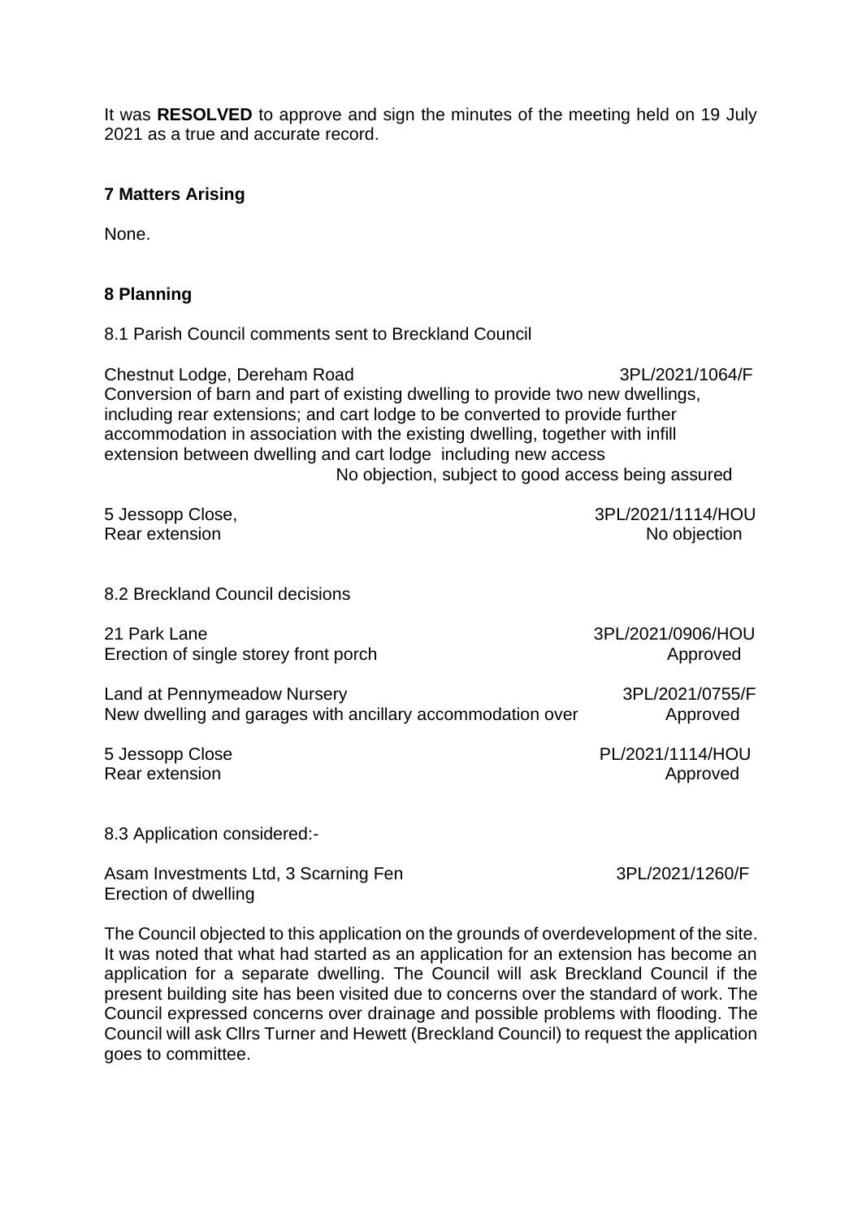It was **RESOLVED** to approve and sign the minutes of the meeting held on 19 July 2021 as a true and accurate record.

## 7 Matters Arising

None.

## 8 Planning

8.1 Parish Council comments sent to Breckland Council

Chestnut Lodge, Dereham Road 3PL/2021/1064/F
Conversion of barn and part of existing dwelling to provide two new dwellings, including rear extensions; and cart lodge to be converted to provide further accommodation in association with the existing dwelling, together with infill extension between dwelling and cart lodge including new access
No objection, subject to good access being assured

5 Jessopp Close, 3PL/2021/1114/HOU
Rear extension No objection

8.2 Breckland Council decisions

21 Park Lane 3PL/2021/0906/HOU
Erection of single storey front porch Approved

Land at Pennymeadow Nursery 3PL/2021/0755/F
New dwelling and garages with ancillary accommodation over Approved

5 Jessopp Close PL/2021/1114/HOU
Rear extension Approved

8.3 Application considered:-

Asam Investments Ltd, 3 Scarning Fen 3PL/2021/1260/F
Erection of dwelling

The Council objected to this application on the grounds of overdevelopment of the site. It was noted that what had started as an application for an extension has become an application for a separate dwelling. The Council will ask Breckland Council if the present building site has been visited due to concerns over the standard of work. The Council expressed concerns over drainage and possible problems with flooding. The Council will ask Cllrs Turner and Hewett (Breckland Council) to request the application goes to committee.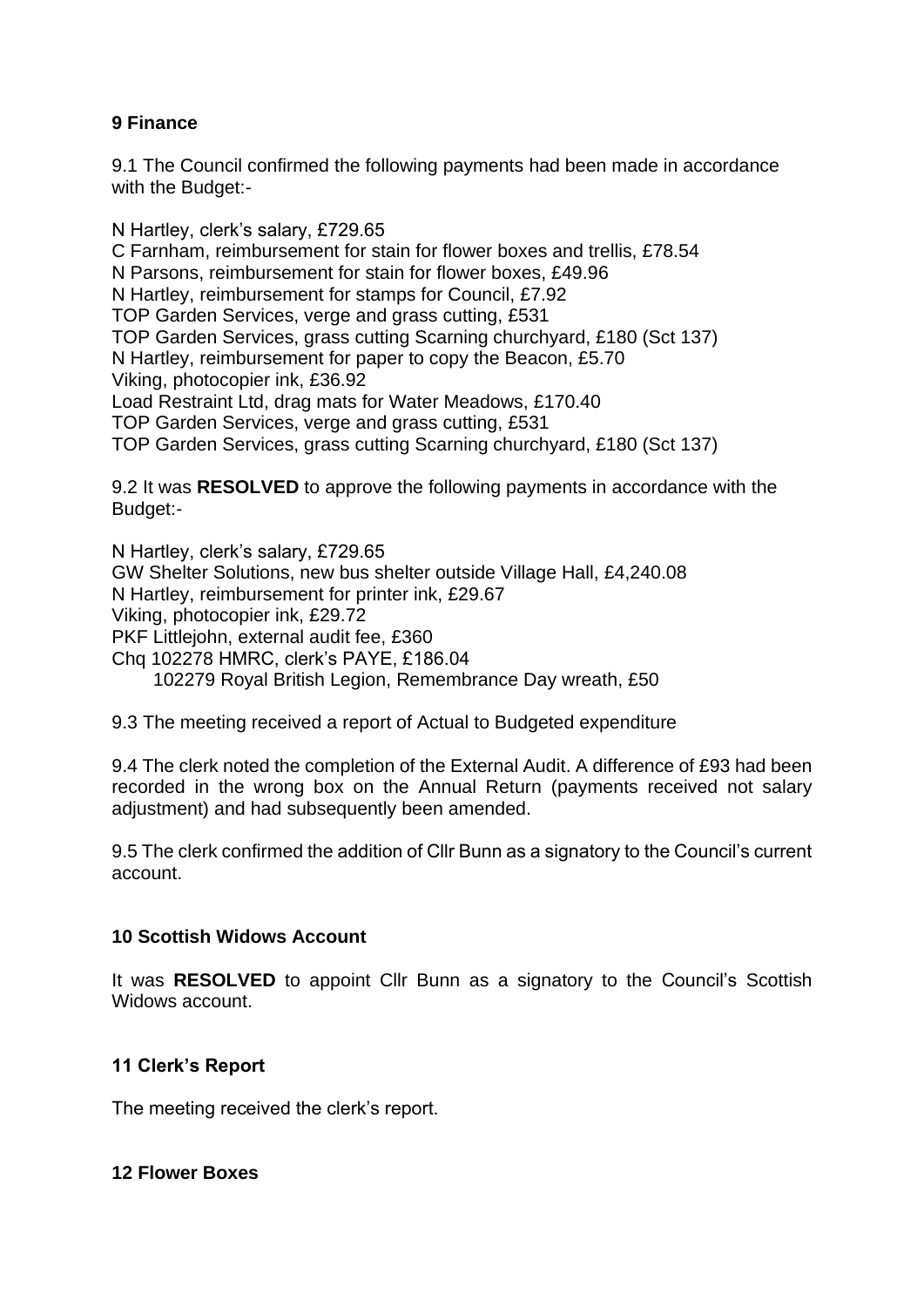**9 Finance**

9.1 The Council confirmed the following payments had been made in accordance with the Budget:-

N Hartley, clerk's salary, £729.65
C Farnham, reimbursement for stain for flower boxes and trellis, £78.54
N Parsons, reimbursement for stain for flower boxes, £49.96
N Hartley, reimbursement for stamps for Council, £7.92
TOP Garden Services, verge and grass cutting, £531
TOP Garden Services, grass cutting Scarning churchyard, £180 (Sct 137)
N Hartley, reimbursement for paper to copy the Beacon, £5.70
Viking, photocopier ink, £36.92
Load Restraint Ltd, drag mats for Water Meadows, £170.40
TOP Garden Services, verge and grass cutting, £531
TOP Garden Services, grass cutting Scarning churchyard, £180 (Sct 137)

9.2 It was **RESOLVED** to approve the following payments in accordance with the Budget:-

N Hartley, clerk's salary, £729.65
GW Shelter Solutions, new bus shelter outside Village Hall, £4,240.08
N Hartley, reimbursement for printer ink, £29.67
Viking, photocopier ink, £29.72
PKF Littlejohn, external audit fee, £360
Chq 102278 HMRC, clerk's PAYE, £186.04
102279 Royal British Legion, Remembrance Day wreath, £50

9.3 The meeting received a report of Actual to Budgeted expenditure

9.4 The clerk noted the completion of the External Audit. A difference of £93 had been recorded in the wrong box on the Annual Return (payments received not salary adjustment) and had subsequently been amended.

9.5 The clerk confirmed the addition of Cllr Bunn as a signatory to the Council's current account.

**10 Scottish Widows Account**

It was **RESOLVED** to appoint Cllr Bunn as a signatory to the Council's Scottish Widows account.

**11 Clerk's Report**

The meeting received the clerk's report.

**12 Flower Boxes**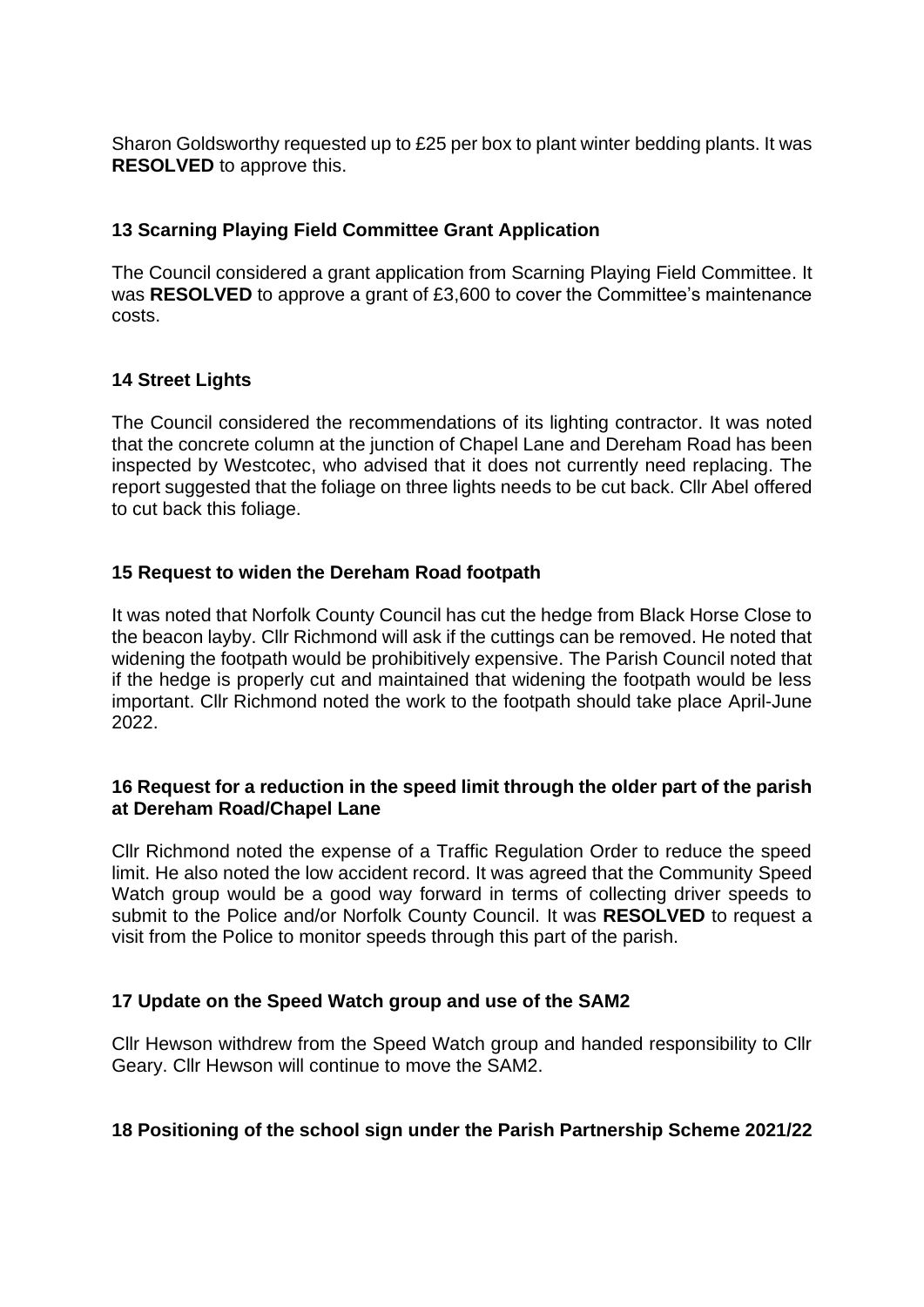Sharon Goldsworthy requested up to £25 per box to plant winter bedding plants. It was **RESOLVED** to approve this.

### 13 Scarning Playing Field Committee Grant Application

The Council considered a grant application from Scarning Playing Field Committee. It was **RESOLVED** to approve a grant of £3,600 to cover the Committee's maintenance costs.

### 14 Street Lights

The Council considered the recommendations of its lighting contractor. It was noted that the concrete column at the junction of Chapel Lane and Dereham Road has been inspected by Westcotec, who advised that it does not currently need replacing. The report suggested that the foliage on three lights needs to be cut back. Cllr Abel offered to cut back this foliage.

### 15 Request to widen the Dereham Road footpath

It was noted that Norfolk County Council has cut the hedge from Black Horse Close to the beacon layby. Cllr Richmond will ask if the cuttings can be removed. He noted that widening the footpath would be prohibitively expensive. The Parish Council noted that if the hedge is properly cut and maintained that widening the footpath would be less important. Cllr Richmond noted the work to the footpath should take place April-June 2022.

### 16 Request for a reduction in the speed limit through the older part of the parish at Dereham Road/Chapel Lane

Cllr Richmond noted the expense of a Traffic Regulation Order to reduce the speed limit. He also noted the low accident record. It was agreed that the Community Speed Watch group would be a good way forward in terms of collecting driver speeds to submit to the Police and/or Norfolk County Council. It was **RESOLVED** to request a visit from the Police to monitor speeds through this part of the parish.

### 17 Update on the Speed Watch group and use of the SAM2

Cllr Hewson withdrew from the Speed Watch group and handed responsibility to Cllr Geary. Cllr Hewson will continue to move the SAM2.

### 18 Positioning of the school sign under the Parish Partnership Scheme 2021/22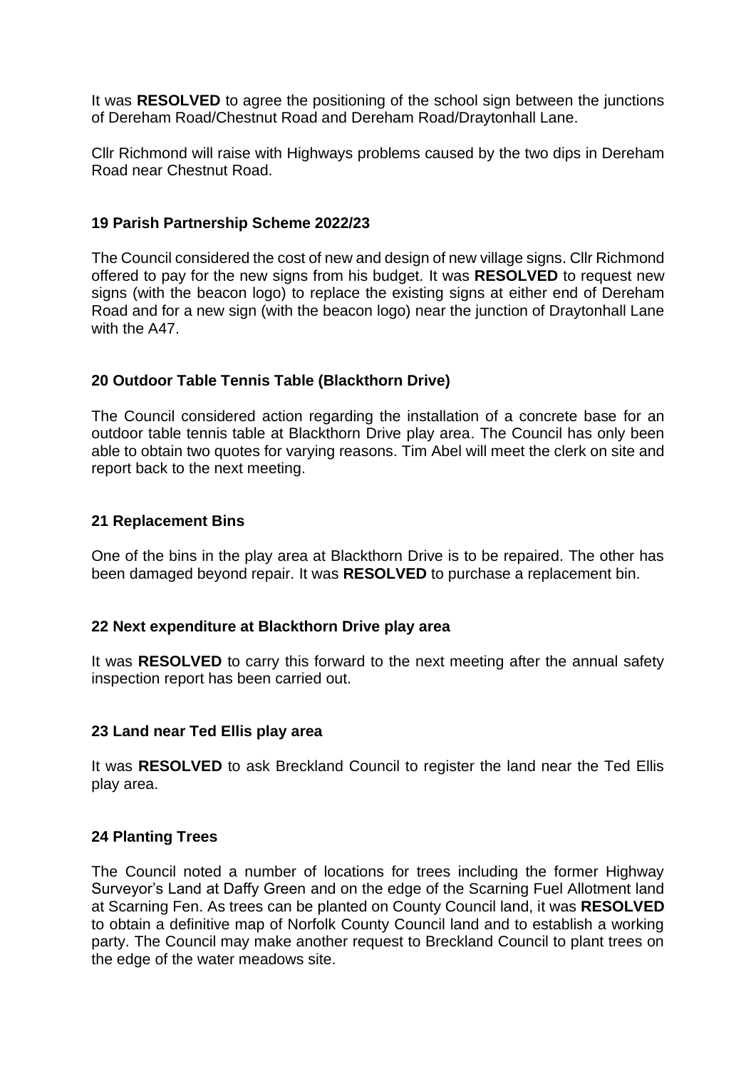It was **RESOLVED** to agree the positioning of the school sign between the junctions of Dereham Road/Chestnut Road and Dereham Road/Draytonhall Lane.

Cllr Richmond will raise with Highways problems caused by the two dips in Dereham Road near Chestnut Road.

## 19 Parish Partnership Scheme 2022/23

The Council considered the cost of new and design of new village signs. Cllr Richmond offered to pay for the new signs from his budget. It was **RESOLVED** to request new signs (with the beacon logo) to replace the existing signs at either end of Dereham Road and for a new sign (with the beacon logo) near the junction of Draytonhall Lane with the A47.

## 20 Outdoor Table Tennis Table (Blackthorn Drive)

The Council considered action regarding the installation of a concrete base for an outdoor table tennis table at Blackthorn Drive play area. The Council has only been able to obtain two quotes for varying reasons. Tim Abel will meet the clerk on site and report back to the next meeting.

## 21 Replacement Bins

One of the bins in the play area at Blackthorn Drive is to be repaired. The other has been damaged beyond repair. It was **RESOLVED** to purchase a replacement bin.

## 22 Next expenditure at Blackthorn Drive play area

It was **RESOLVED** to carry this forward to the next meeting after the annual safety inspection report has been carried out.

## 23 Land near Ted Ellis play area

It was **RESOLVED** to ask Breckland Council to register the land near the Ted Ellis play area.

## 24 Planting Trees

The Council noted a number of locations for trees including the former Highway Surveyor's Land at Daffy Green and on the edge of the Scarning Fuel Allotment land at Scarning Fen. As trees can be planted on County Council land, it was **RESOLVED** to obtain a definitive map of Norfolk County Council land and to establish a working party. The Council may make another request to Breckland Council to plant trees on the edge of the water meadows site.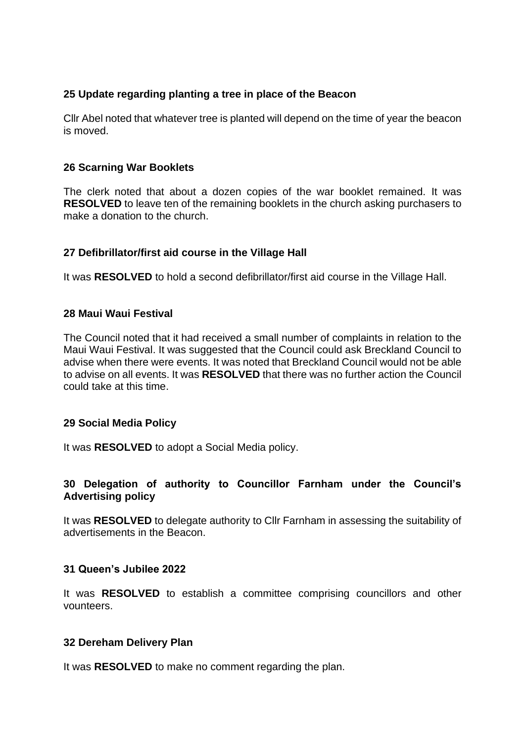### 25 Update regarding planting a tree in place of the Beacon

Cllr Abel noted that whatever tree is planted will depend on the time of year the beacon is moved.

### 26 Scarning War Booklets

The clerk noted that about a dozen copies of the war booklet remained. It was **RESOLVED** to leave ten of the remaining booklets in the church asking purchasers to make a donation to the church.

### 27 Defibrillator/first aid course in the Village Hall

It was **RESOLVED** to hold a second defibrillator/first aid course in the Village Hall.

### 28 Maui Waui Festival

The Council noted that it had received a small number of complaints in relation to the Maui Waui Festival. It was suggested that the Council could ask Breckland Council to advise when there were events. It was noted that Breckland Council would not be able to advise on all events. It was **RESOLVED** that there was no further action the Council could take at this time.

### 29 Social Media Policy

It was **RESOLVED** to adopt a Social Media policy.

### 30 Delegation of authority to Councillor Farnham under the Council's Advertising policy

It was **RESOLVED** to delegate authority to Cllr Farnham in assessing the suitability of advertisements in the Beacon.

### 31 Queen's Jubilee 2022

It was **RESOLVED** to establish a committee comprising councillors and other vounteers.

### 32 Dereham Delivery Plan

It was **RESOLVED** to make no comment regarding the plan.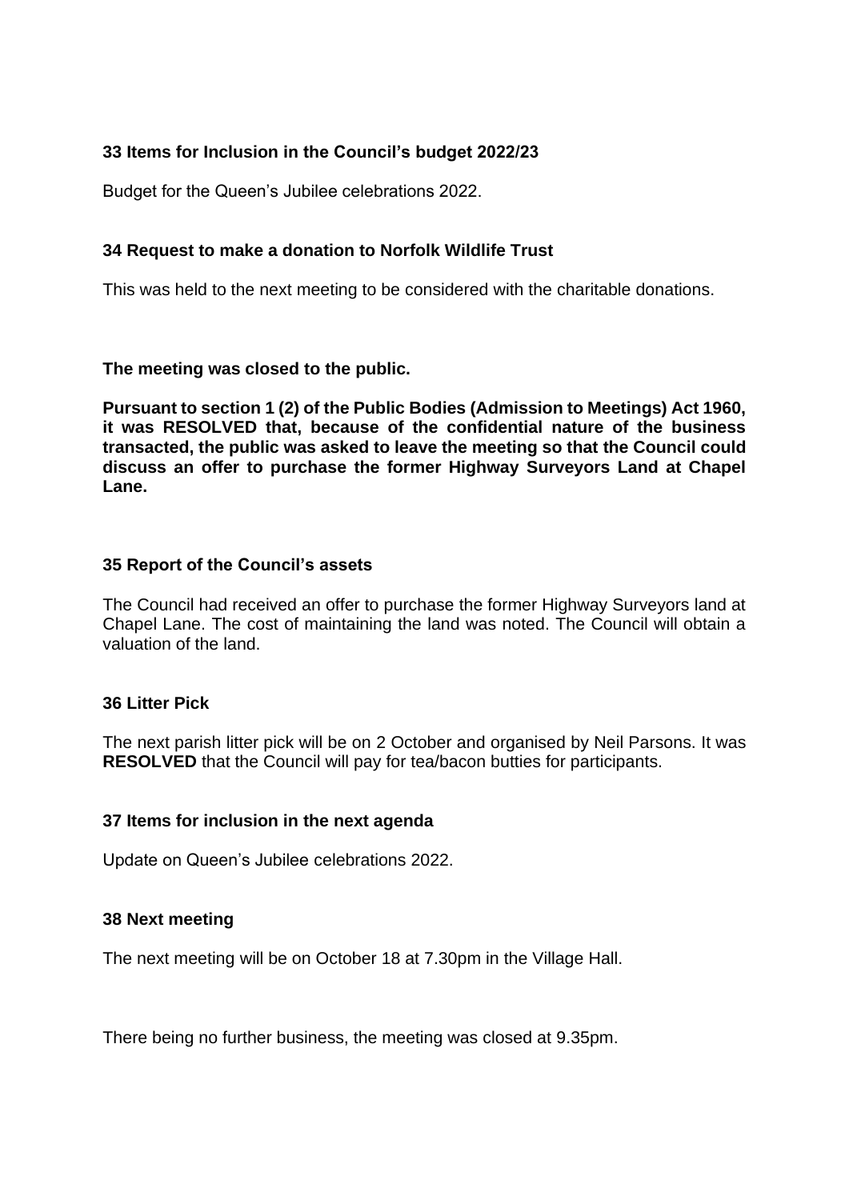### 33 Items for Inclusion in the Council's budget 2022/23

Budget for the Queen's Jubilee celebrations 2022.

### 34 Request to make a donation to Norfolk Wildlife Trust

This was held to the next meeting to be considered with the charitable donations.

**The meeting was closed to the public.**

**Pursuant to section 1 (2) of the Public Bodies (Admission to Meetings) Act 1960, it was RESOLVED that, because of the confidential nature of the business transacted, the public was asked to leave the meeting so that the Council could discuss an offer to purchase the former Highway Surveyors Land at Chapel Lane.**

### 35 Report of the Council's assets

The Council had received an offer to purchase the former Highway Surveyors land at Chapel Lane. The cost of maintaining the land was noted. The Council will obtain a valuation of the land.

### 36 Litter Pick

The next parish litter pick will be on 2 October and organised by Neil Parsons. It was **RESOLVED** that the Council will pay for tea/bacon butties for participants.

### 37 Items for inclusion in the next agenda

Update on Queen's Jubilee celebrations 2022.

### 38 Next meeting

The next meeting will be on October 18 at 7.30pm in the Village Hall.

There being no further business, the meeting was closed at 9.35pm.